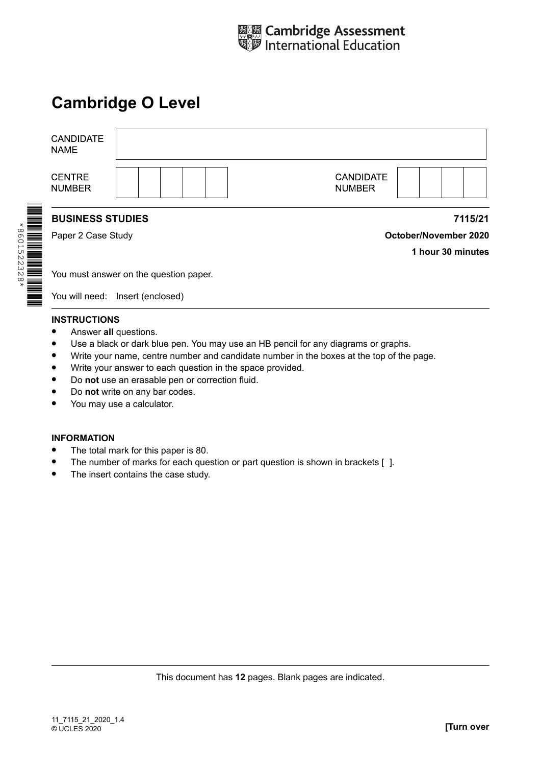Cambridge Assessment International Education

# Cambridge O Level

| CANDIDATE NAME | |
|---|---|

| CENTRE NUMBER | | CANDIDATE NUMBER | |
|---|---|---|---|

*8601522328*

**BUSINESS STUDIES** **7115/21**

Paper 2 Case Study **October/November 2020**

**1 hour 30 minutes**

You must answer on the question paper.

You will need: Insert (enclosed)

**INSTRUCTIONS**

- Answer **all** questions.
- Use a black or dark blue pen. You may use an HB pencil for any diagrams or graphs.
- Write your name, centre number and candidate number in the boxes at the top of the page.
- Write your answer to each question in the space provided.
- Do **not** use an erasable pen or correction fluid.
- Do **not** write on any bar codes.
- You may use a calculator.

**INFORMATION**

- The total mark for this paper is 80.
- The number of marks for each question or part question is shown in brackets [ ].
- The insert contains the case study.

This document has **12** pages. Blank pages are indicated.

11_7115_21_2020_1.4
© UCLES 2020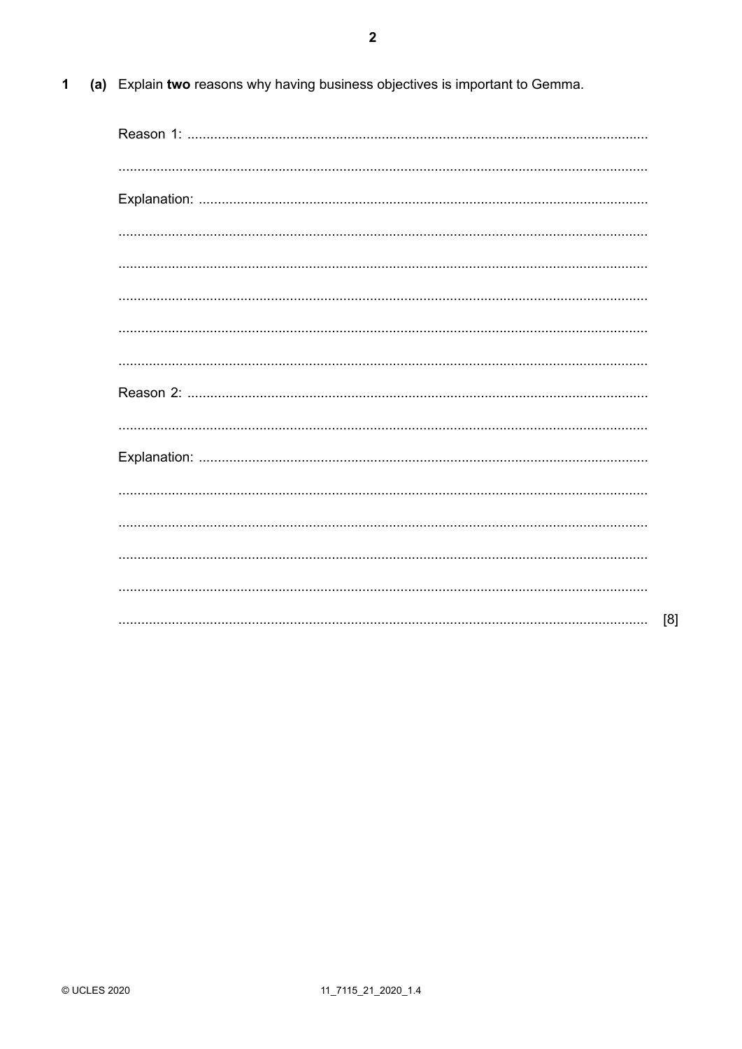1 (a) Explain **two** reasons why having business objectives is important to Gemma.

Reason 1: ..........................................................................................................................

..........................................................................................................................

Explanation: ..........................................................................................................................

..........................................................................................................................

..........................................................................................................................

..........................................................................................................................

..........................................................................................................................

..........................................................................................................................

Reason 2: ..........................................................................................................................

..........................................................................................................................

Explanation: ..........................................................................................................................

..........................................................................................................................

..........................................................................................................................

..........................................................................................................................

..........................................................................................................................

.......................................................................................................................... [8]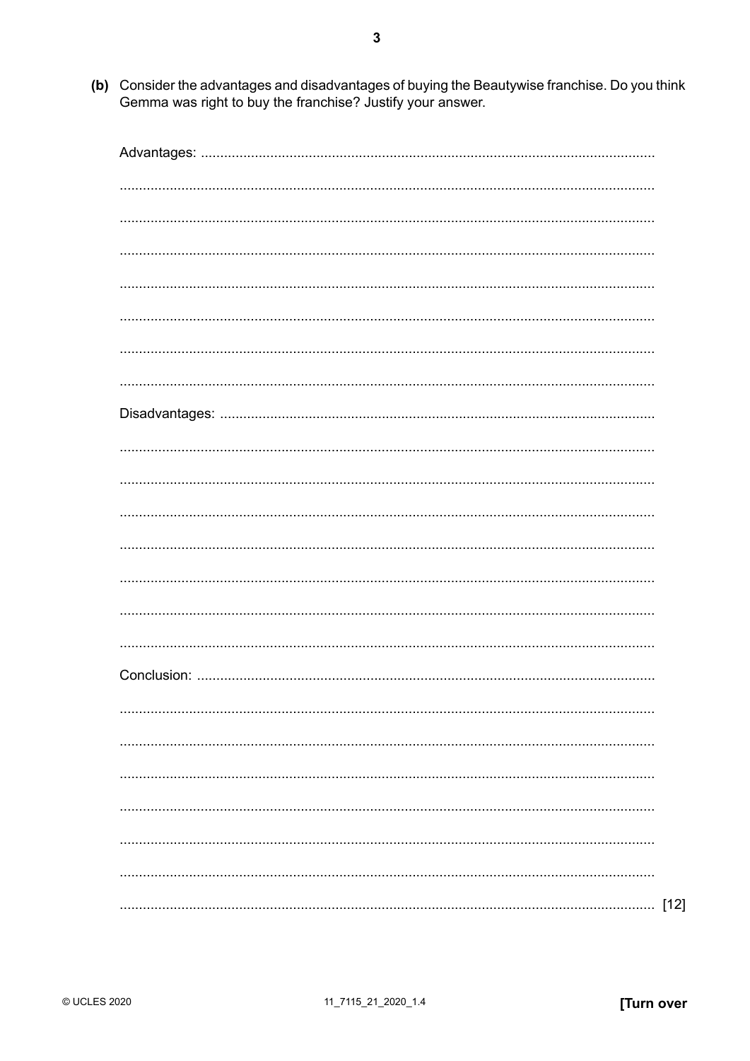(b) Consider the advantages and disadvantages of buying the Beautywise franchise. Do you think Gemma was right to buy the franchise? Justify your answer.

Advantages: ..........................................................................................................................

..........................................................................................................................

..........................................................................................................................

..........................................................................................................................

..........................................................................................................................

..........................................................................................................................

..........................................................................................................................

..........................................................................................................................

Disadvantages: ..........................................................................................................................

..........................................................................................................................

..........................................................................................................................

..........................................................................................................................

..........................................................................................................................

..........................................................................................................................

..........................................................................................................................

..........................................................................................................................

Conclusion: ..........................................................................................................................

..........................................................................................................................

..........................................................................................................................

..........................................................................................................................

..........................................................................................................................

..........................................................................................................................

..........................................................................................................................

.......................................................................................................................... [12]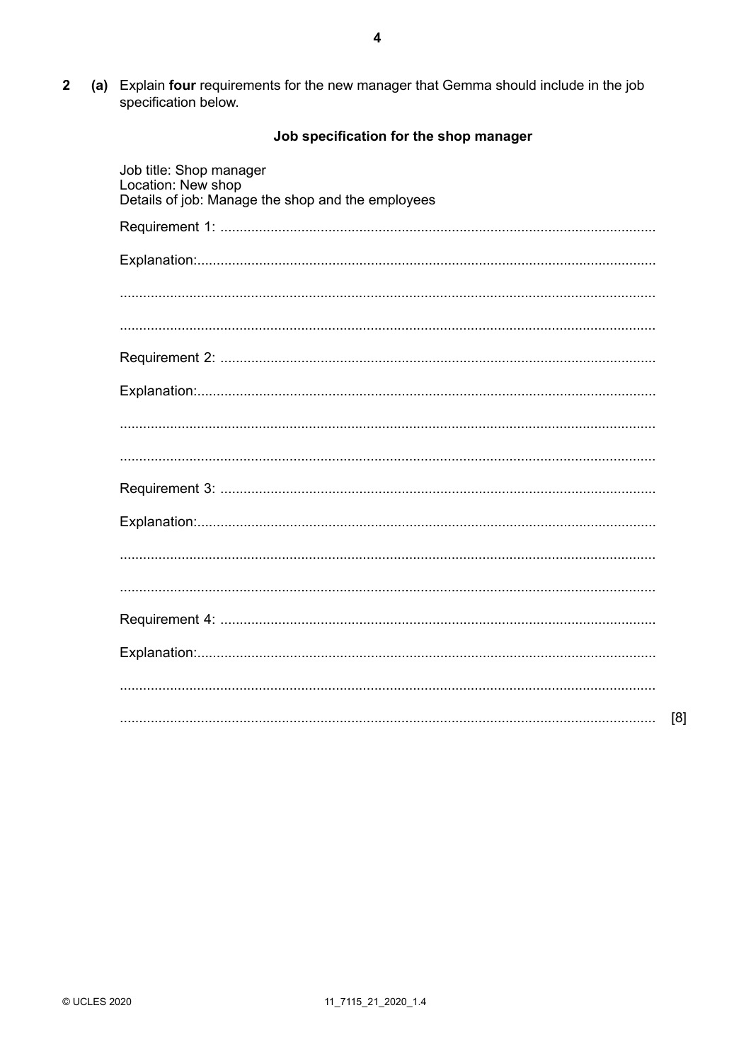**2** **(a)** Explain **four** requirements for the new manager that Gemma should include in the job specification below.

### Job specification for the shop manager

Job title: Shop manager
Location: New shop
Details of job: Manage the shop and the employees

Requirement 1: ...............................................................................................................

Explanation:.....................................................................................................................

.........................................................................................................................................

.........................................................................................................................................

Requirement 2: ...............................................................................................................

Explanation:.....................................................................................................................

.........................................................................................................................................

.........................................................................................................................................

Requirement 3: ...............................................................................................................

Explanation:.....................................................................................................................

.........................................................................................................................................

.........................................................................................................................................

Requirement 4: ...............................................................................................................

Explanation:.....................................................................................................................

.........................................................................................................................................

......................................................................................................................................... [8]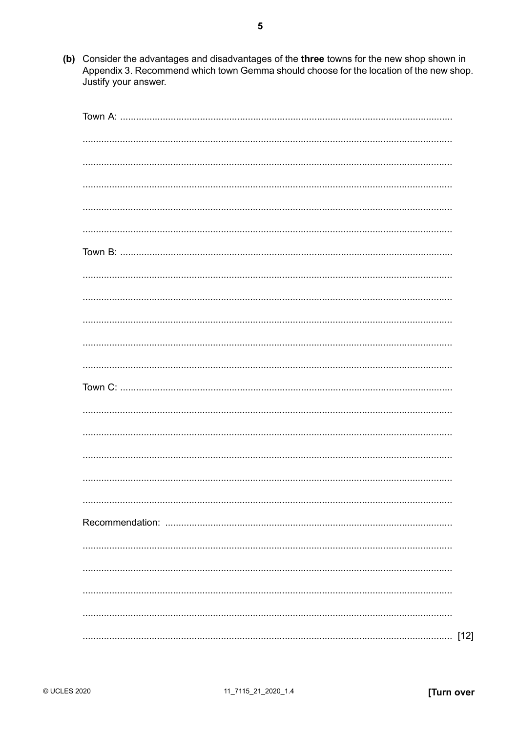**(b)** Consider the advantages and disadvantages of the **three** towns for the new shop shown in Appendix 3. Recommend which town Gemma should choose for the location of the new shop. Justify your answer.

Town A: ..........................................................................................................................

..........................................................................................................................................

..........................................................................................................................................

..........................................................................................................................................

..........................................................................................................................................

..........................................................................................................................................

Town B: ..........................................................................................................................

..........................................................................................................................................

..........................................................................................................................................

..........................................................................................................................................

..........................................................................................................................................

..........................................................................................................................................

Town C: ..........................................................................................................................

..........................................................................................................................................

..........................................................................................................................................

..........................................................................................................................................

..........................................................................................................................................

..........................................................................................................................................

Recommendation: ..........................................................................................................

..........................................................................................................................................

..........................................................................................................................................

..........................................................................................................................................

..........................................................................................................................................

.......................................................................................................................................... [12]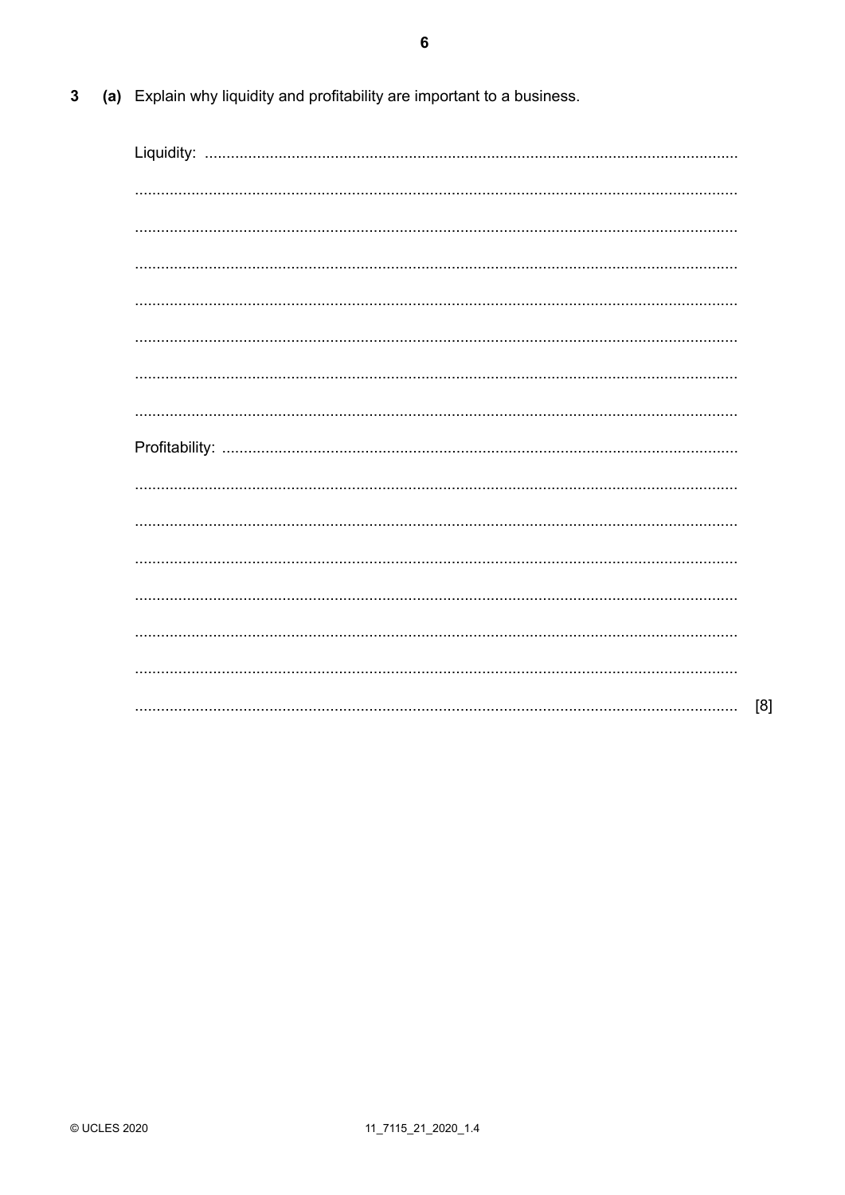**3 (a)** Explain why liquidity and profitability are important to a business.

Liquidity: ..........................................................................................................................

..........................................................................................................................

..........................................................................................................................

..........................................................................................................................

..........................................................................................................................

..........................................................................................................................

..........................................................................................................................

..........................................................................................................................

Profitability: ..........................................................................................................................

..........................................................................................................................

..........................................................................................................................

..........................................................................................................................

..........................................................................................................................

..........................................................................................................................

..........................................................................................................................

.......................................................................................................................... [8]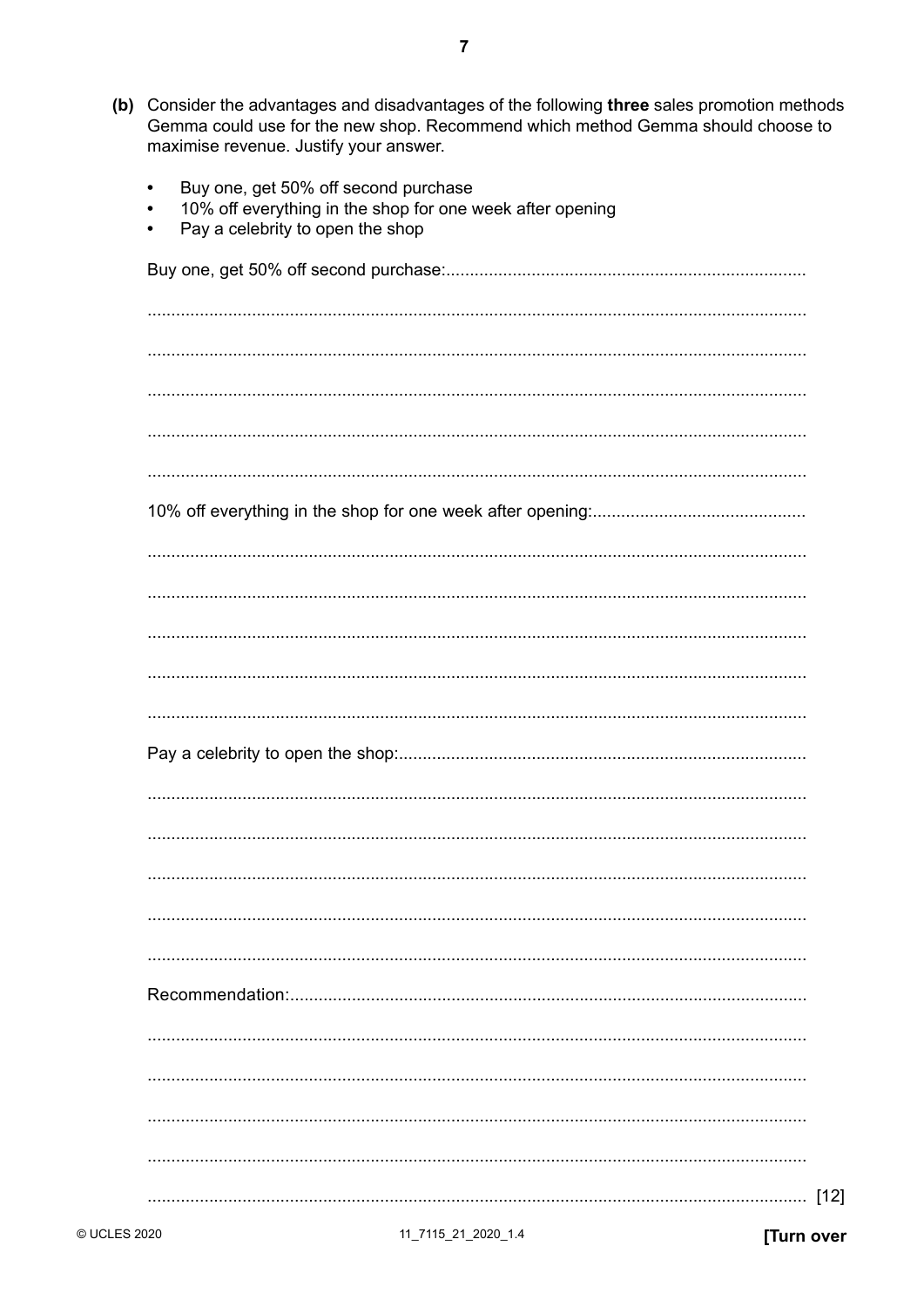**(b)** Consider the advantages and disadvantages of the following **three** sales promotion methods Gemma could use for the new shop. Recommend which method Gemma should choose to maximise revenue. Justify your answer.

- Buy one, get 50% off second purchase
- 10% off everything in the shop for one week after opening
- Pay a celebrity to open the shop

Buy one, get 50% off second purchase: ..........................................................................

..........................................................................................................................................

..........................................................................................................................................

..........................................................................................................................................

..........................................................................................................................................

..........................................................................................................................................

10% off everything in the shop for one week after opening: ............................................

..........................................................................................................................................

..........................................................................................................................................

..........................................................................................................................................

..........................................................................................................................................

..........................................................................................................................................

Pay a celebrity to open the shop: ....................................................................................

..........................................................................................................................................

..........................................................................................................................................

..........................................................................................................................................

..........................................................................................................................................

..........................................................................................................................................

Recommendation: ...........................................................................................................

..........................................................................................................................................

..........................................................................................................................................

..........................................................................................................................................

..........................................................................................................................................

.......................................................................................................................................... [12]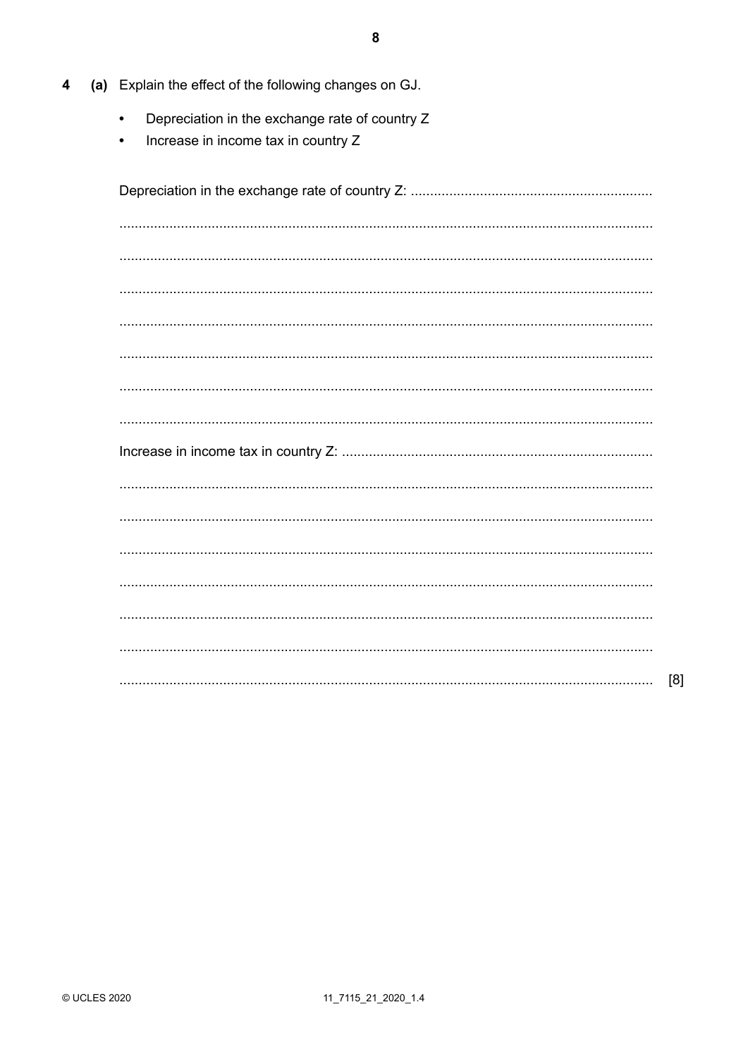4 (a) Explain the effect of the following changes on GJ.

- Depreciation in the exchange rate of country Z
- Increase in income tax in country Z

Depreciation in the exchange rate of country Z: ..............................................................

..........................................................................................................................................

..........................................................................................................................................

..........................................................................................................................................

..........................................................................................................................................

..........................................................................................................................................

..........................................................................................................................................

..........................................................................................................................................

Increase in income tax in country Z: ................................................................................

..........................................................................................................................................

..........................................................................................................................................

..........................................................................................................................................

..........................................................................................................................................

..........................................................................................................................................

..........................................................................................................................................

.......................................................................................................................................... [8]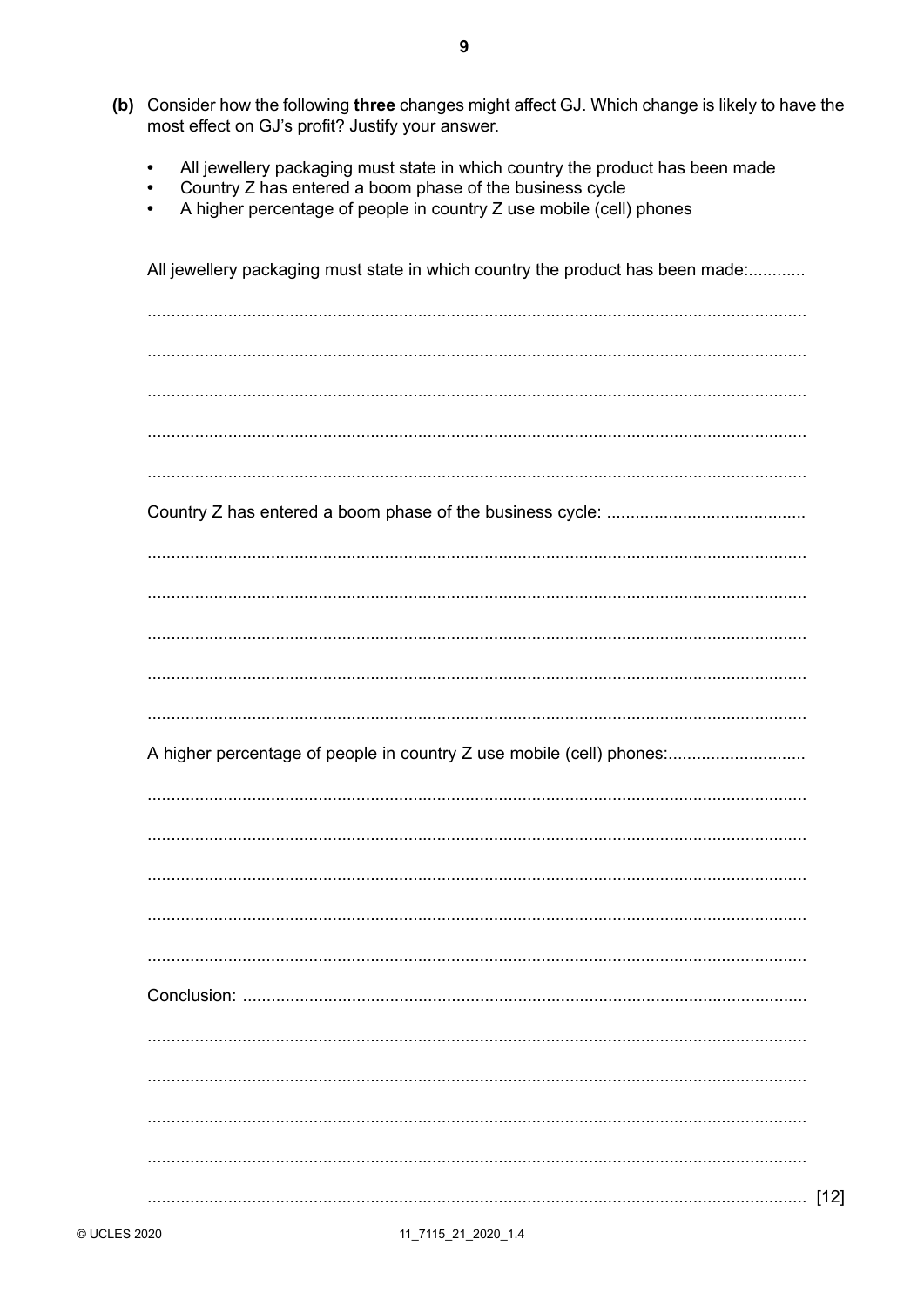**(b)** Consider how the following **three** changes might affect GJ. Which change is likely to have the most effect on GJ's profit? Justify your answer.

- All jewellery packaging must state in which country the product has been made
- Country Z has entered a boom phase of the business cycle
- A higher percentage of people in country Z use mobile (cell) phones

All jewellery packaging must state in which country the product has been made: ............

..........................................................................................................................................

..........................................................................................................................................

..........................................................................................................................................

..........................................................................................................................................

..........................................................................................................................................

Country Z has entered a boom phase of the business cycle: ..........................................

..........................................................................................................................................

..........................................................................................................................................

..........................................................................................................................................

..........................................................................................................................................

..........................................................................................................................................

A higher percentage of people in country Z use mobile (cell) phones: ............................

..........................................................................................................................................

..........................................................................................................................................

..........................................................................................................................................

..........................................................................................................................................

..........................................................................................................................................

Conclusion: ......................................................................................................................

..........................................................................................................................................

..........................................................................................................................................

..........................................................................................................................................

..........................................................................................................................................

.......................................................................................................................................... [12]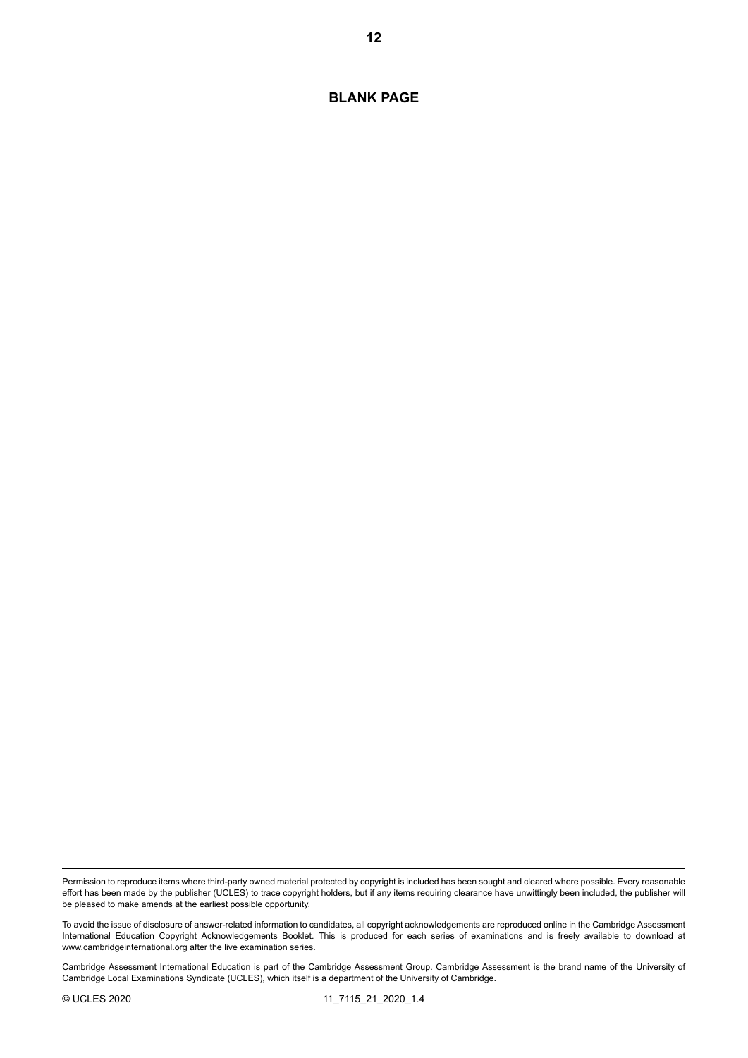**BLANK PAGE**

Permission to reproduce items where third-party owned material protected by copyright is included has been sought and cleared where possible. Every reasonable effort has been made by the publisher (UCLES) to trace copyright holders, but if any items requiring clearance have unwittingly been included, the publisher will be pleased to make amends at the earliest possible opportunity.

To avoid the issue of disclosure of answer-related information to candidates, all copyright acknowledgements are reproduced online in the Cambridge Assessment International Education Copyright Acknowledgements Booklet. This is produced for each series of examinations and is freely available to download at www.cambridgeinternational.org after the live examination series.

Cambridge Assessment International Education is part of the Cambridge Assessment Group. Cambridge Assessment is the brand name of the University of Cambridge Local Examinations Syndicate (UCLES), which itself is a department of the University of Cambridge.

© UCLES 2020 11_7115_21_2020_1.4